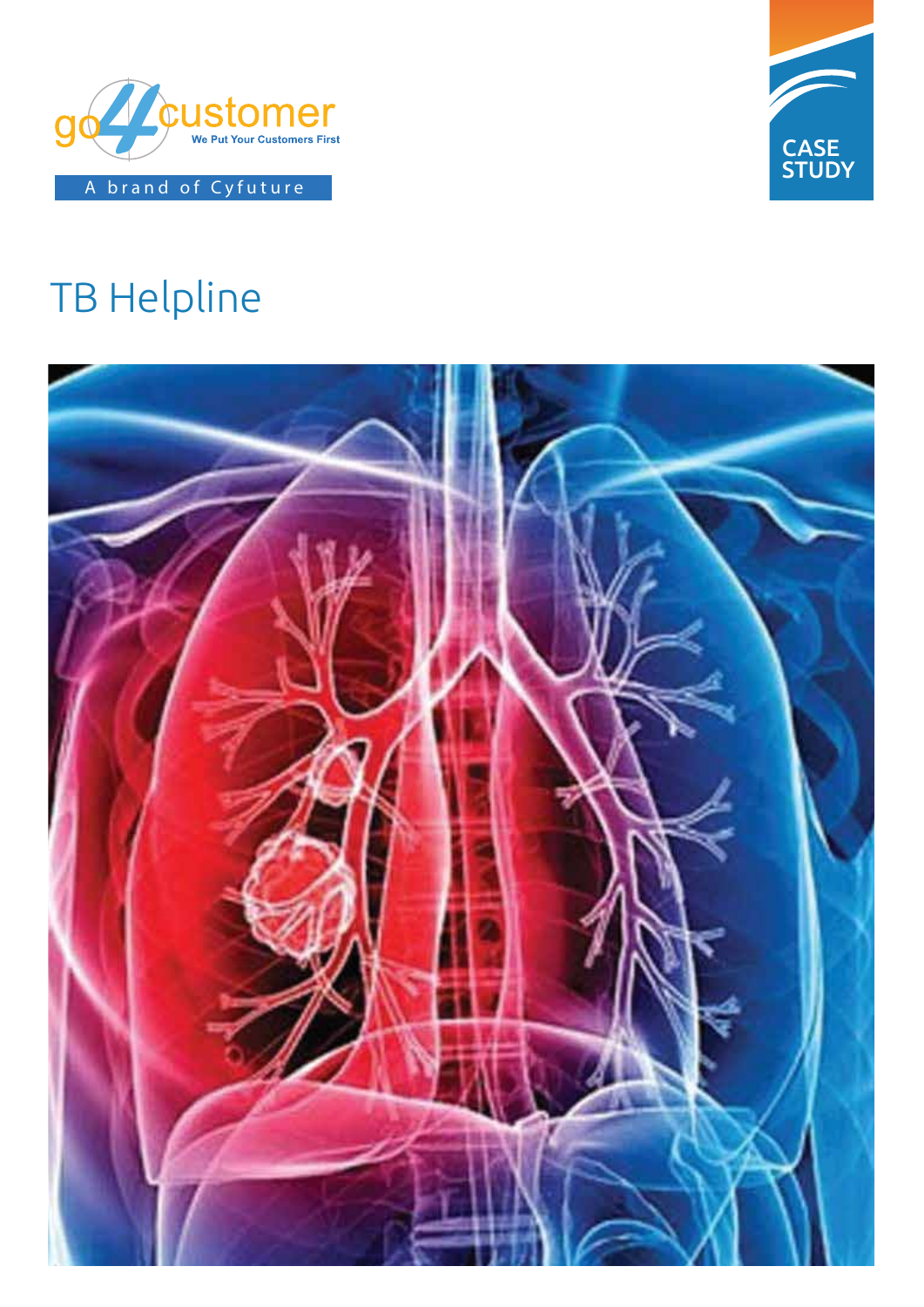go4customer

We Put Your Customers First

A brand of Cyfuture

CASE STUDY

# TB Helpline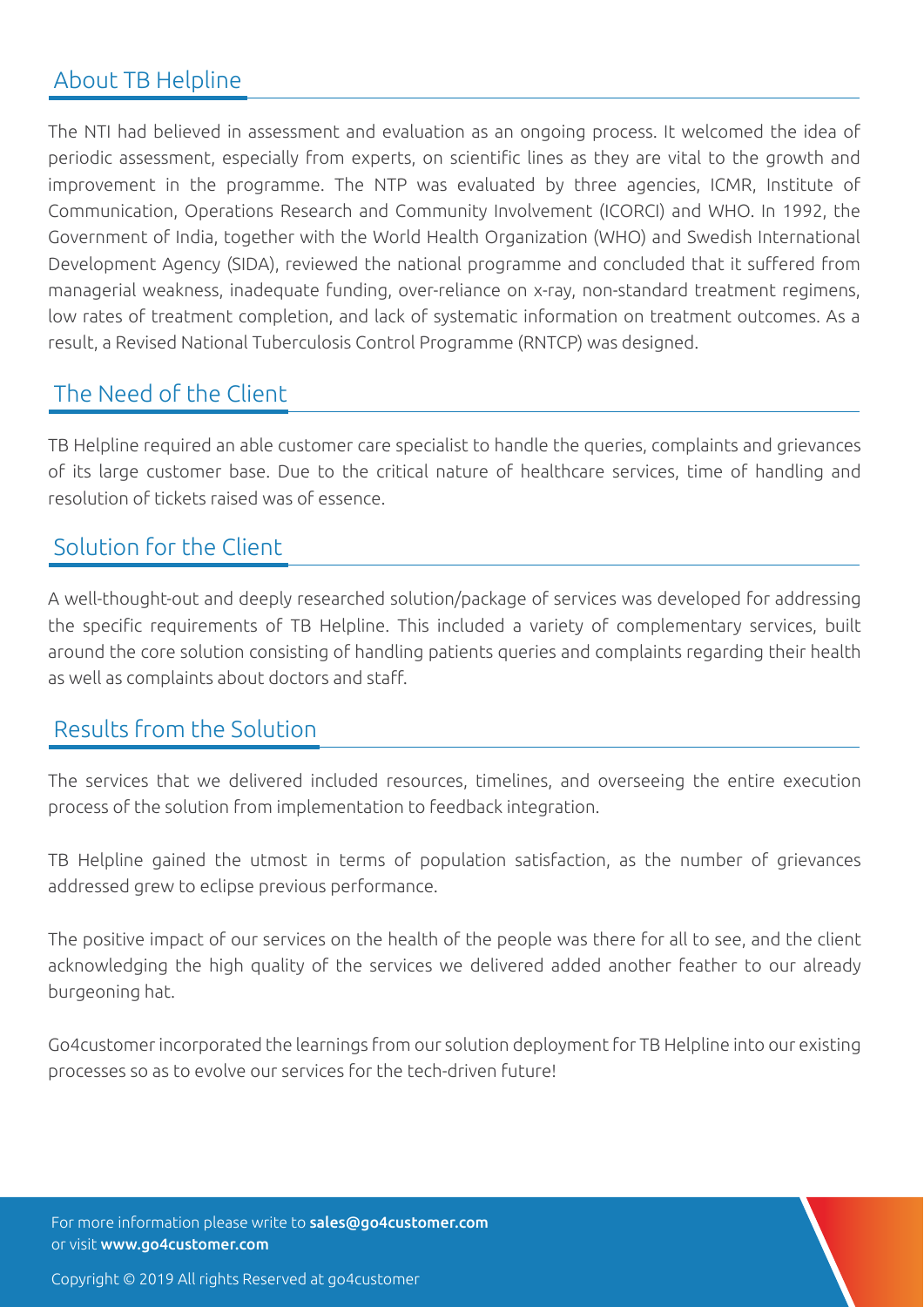## About TB Helpline

The NTI had believed in assessment and evaluation as an ongoing process. It welcomed the idea of periodic assessment, especially from experts, on scientific lines as they are vital to the growth and improvement in the programme. The NTP was evaluated by three agencies, ICMR, Institute of Communication, Operations Research and Community Involvement (ICORCI) and WHO. In 1992, the Government of India, together with the World Health Organization (WHO) and Swedish International Development Agency (SIDA), reviewed the national programme and concluded that it suffered from managerial weakness, inadequate funding, over-reliance on x-ray, non-standard treatment regimens, low rates of treatment completion, and lack of systematic information on treatment outcomes. As a result, a Revised National Tuberculosis Control Programme (RNTCP) was designed.

## The Need of the Client

TB Helpline required an able customer care specialist to handle the queries, complaints and grievances of its large customer base. Due to the critical nature of healthcare services, time of handling and resolution of tickets raised was of essence.

## Solution for the Client

A well-thought-out and deeply researched solution/package of services was developed for addressing the specific requirements of TB Helpline. This included a variety of complementary services, built around the core solution consisting of handling patients queries and complaints regarding their health as well as complaints about doctors and staff.

## Results from the Solution

The services that we delivered included resources, timelines, and overseeing the entire execution process of the solution from implementation to feedback integration.

TB Helpline gained the utmost in terms of population satisfaction, as the number of grievances addressed grew to eclipse previous performance.

The positive impact of our services on the health of the people was there for all to see, and the client acknowledging the high quality of the services we delivered added another feather to our already burgeoning hat.

Go4customer incorporated the learnings from our solution deployment for TB Helpline into our existing processes so as to evolve our services for the tech-driven future!

For more information please write to **sales@go4customer.com**
or visit **www.go4customer.com**

Copyright © 2019 All rights Reserved at go4customer